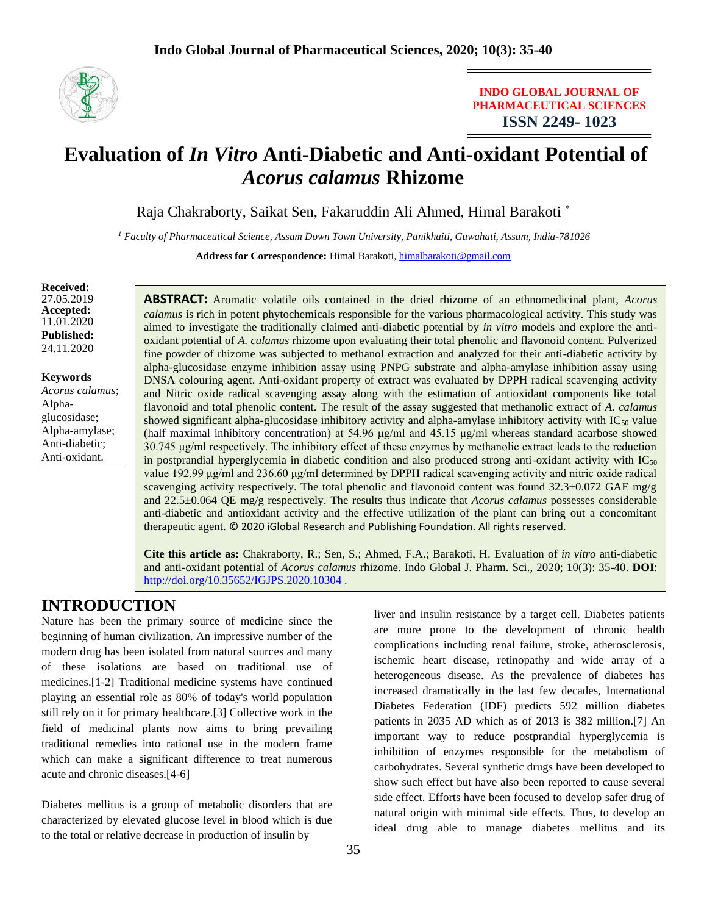INDO GLOBAL JOURNAL OF PHARMACEUTICAL SCIENCES
**ISSN 2249- 1023**

# Evaluation of *In Vitro* Anti-Diabetic and Anti-oxidant Potential of *Acorus calamus* Rhizome

Raja Chakraborty, Saikat Sen, Fakaruddin Ali Ahmed, Himal Barakoti *

[1] *Faculty of Pharmaceutical Science, Assam Down Town University, Panikhaiti, Guwahati, Assam, India-781026*

**Address for Correspondence:** Himal Barakoti, himalbarakoti@gmail.com

**Received:** 27.05.2019
**Accepted:** 11.01.2020
**Published:** 24.11.2020

**Keywords**
*Acorus calamus*; Alpha-glucosidase; Alpha-amylase; Anti-diabetic; Anti-oxidant.

**ABSTRACT:** Aromatic volatile oils contained in the dried rhizome of an ethnomedicinal plant, *Acorus calamus* is rich in potent phytochemicals responsible for the various pharmacological activity. This study was aimed to investigate the traditionally claimed anti-diabetic potential by *in vitro* models and explore the anti-oxidant potential of *A. calamus* rhizome upon evaluating their total phenolic and flavonoid content. Pulverized fine powder of rhizome was subjected to methanol extraction and analyzed for their anti-diabetic activity by alpha-glucosidase enzyme inhibition assay using PNPG substrate and alpha-amylase inhibition assay using DNSA colouring agent. Anti-oxidant property of extract was evaluated by DPPH radical scavenging activity and Nitric oxide radical scavenging assay along with the estimation of antioxidant components like total flavonoid and total phenolic content. The result of the assay suggested that methanolic extract of *A. calamus* showed significant alpha-glucosidase inhibitory activity and alpha-amylase inhibitory activity with $IC_{50}$ value (half maximal inhibitory concentration) at 54.96 µg/ml and 45.15 µg/ml whereas standard acarbose showed 30.745 µg/ml respectively. The inhibitory effect of these enzymes by methanolic extract leads to the reduction in postprandial hyperglycemia in diabetic condition and also produced strong anti-oxidant activity with $IC_{50}$ value 192.99 µg/ml and 236.60 µg/ml determined by DPPH radical scavenging activity and nitric oxide radical scavenging activity respectively. The total phenolic and flavonoid content was found 32.3±0.072 GAE mg/g and 22.5±0.064 QE mg/g respectively. The results thus indicate that *Acorus calamus* possesses considerable anti-diabetic and antioxidant activity and the effective utilization of the plant can bring out a concomitant therapeutic agent. © 2020 iGlobal Research and Publishing Foundation. All rights reserved.

**Cite this article as:** Chakraborty, R.; Sen, S.; Ahmed, F.A.; Barakoti, H. Evaluation of *in vitro* anti-diabetic and anti-oxidant potential of *Acorus calamus* rhizome. Indo Global J. Pharm. Sci., 2020; 10(3): 35-40. **DOI**: http://doi.org/10.35652/IGJPS.2020.10304 .

## INTRODUCTION

Nature has been the primary source of medicine since the beginning of human civilization. An impressive number of the modern drug has been isolated from natural sources and many of these isolations are based on traditional use of medicines.[1-2] Traditional medicine systems have continued playing an essential role as 80% of today's world population still rely on it for primary healthcare.[3] Collective work in the field of medicinal plants now aims to bring prevailing traditional remedies into rational use in the modern frame which can make a significant difference to treat numerous acute and chronic diseases.[4-6]

Diabetes mellitus is a group of metabolic disorders that are characterized by elevated glucose level in blood which is due to the total or relative decrease in production of insulin by liver and insulin resistance by a target cell. Diabetes patients are more prone to the development of chronic health complications including renal failure, stroke, atherosclerosis, ischemic heart disease, retinopathy and wide array of a heterogeneous disease. As the prevalence of diabetes has increased dramatically in the last few decades, International Diabetes Federation (IDF) predicts 592 million diabetes patients in 2035 AD which as of 2013 is 382 million.[7] An important way to reduce postprandial hyperglycemia is inhibition of enzymes responsible for the metabolism of carbohydrates. Several synthetic drugs have been developed to show such effect but have also been reported to cause several side effect. Efforts have been focused to develop safer drug of natural origin with minimal side effects. Thus, to develop an ideal drug able to manage diabetes mellitus and its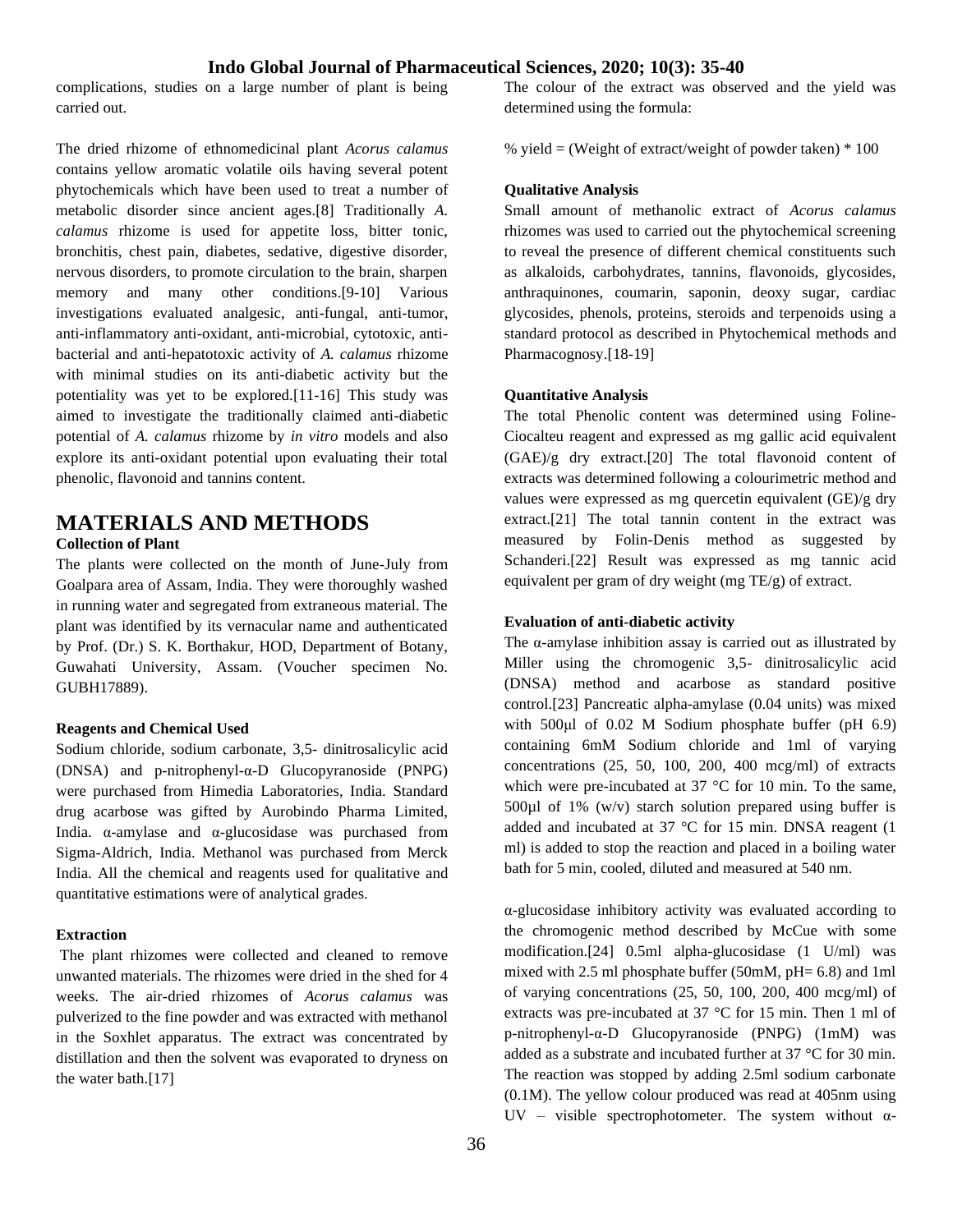complications, studies on a large number of plant is being carried out.

The dried rhizome of ethnomedicinal plant *Acorus calamus* contains yellow aromatic volatile oils having several potent phytochemicals which have been used to treat a number of metabolic disorder since ancient ages.[8] Traditionally *A. calamus* rhizome is used for appetite loss, bitter tonic, bronchitis, chest pain, diabetes, sedative, digestive disorder, nervous disorders, to promote circulation to the brain, sharpen memory and many other conditions.[9-10] Various investigations evaluated analgesic, anti-fungal, anti-tumor, anti-inflammatory anti-oxidant, anti-microbial, cytotoxic, anti-bacterial and anti-hepatotoxic activity of *A. calamus* rhizome with minimal studies on its anti-diabetic activity but the potentiality was yet to be explored.[11-16] This study was aimed to investigate the traditionally claimed anti-diabetic potential of *A. calamus* rhizome by *in vitro* models and also explore its anti-oxidant potential upon evaluating their total phenolic, flavonoid and tannins content.

# MATERIALS AND METHODS

### Collection of Plant

The plants were collected on the month of June-July from Goalpara area of Assam, India. They were thoroughly washed in running water and segregated from extraneous material. The plant was identified by its vernacular name and authenticated by Prof. (Dr.) S. K. Borthakur, HOD, Department of Botany, Guwahati University, Assam. (Voucher specimen No. GUBH17889).

### Reagents and Chemical Used

Sodium chloride, sodium carbonate, 3,5- dinitrosalicylic acid (DNSA) and p-nitrophenyl-α-D Glucopyranoside (PNPG) were purchased from Himedia Laboratories, India. Standard drug acarbose was gifted by Aurobindo Pharma Limited, India. α-amylase and α-glucosidase was purchased from Sigma-Aldrich, India. Methanol was purchased from Merck India. All the chemical and reagents used for qualitative and quantitative estimations were of analytical grades.

### Extraction

The plant rhizomes were collected and cleaned to remove unwanted materials. The rhizomes were dried in the shed for 4 weeks. The air-dried rhizomes of *Acorus calamus* was pulverized to the fine powder and was extracted with methanol in the Soxhlet apparatus. The extract was concentrated by distillation and then the solvent was evaporated to dryness on the water bath.[17]

The colour of the extract was observed and the yield was determined using the formula:

% yield = (Weight of extract/weight of powder taken) * 100

### Qualitative Analysis

Small amount of methanolic extract of *Acorus calamus* rhizomes was used to carried out the phytochemical screening to reveal the presence of different chemical constituents such as alkaloids, carbohydrates, tannins, flavonoids, glycosides, anthraquinones, coumarin, saponin, deoxy sugar, cardiac glycosides, phenols, proteins, steroids and terpenoids using a standard protocol as described in Phytochemical methods and Pharmacognosy.[18-19]

### Quantitative Analysis

The total Phenolic content was determined using Foline-Ciocalteu reagent and expressed as mg gallic acid equivalent (GAE)/g dry extract.[20] The total flavonoid content of extracts was determined following a colourimetric method and values were expressed as mg quercetin equivalent (GE)/g dry extract.[21] The total tannin content in the extract was measured by Folin-Denis method as suggested by Schanderi.[22] Result was expressed as mg tannic acid equivalent per gram of dry weight (mg TE/g) of extract.

### Evaluation of anti-diabetic activity

The α-amylase inhibition assay is carried out as illustrated by Miller using the chromogenic 3,5- dinitrosalicylic acid (DNSA) method and acarbose as standard positive control.[23] Pancreatic alpha-amylase (0.04 units) was mixed with 500μl of 0.02 M Sodium phosphate buffer (pH 6.9) containing 6mM Sodium chloride and 1ml of varying concentrations (25, 50, 100, 200, 400 mcg/ml) of extracts which were pre-incubated at 37 °C for 10 min. To the same, 500μl of 1% (w/v) starch solution prepared using buffer is added and incubated at 37 °C for 15 min. DNSA reagent (1 ml) is added to stop the reaction and placed in a boiling water bath for 5 min, cooled, diluted and measured at 540 nm.

α-glucosidase inhibitory activity was evaluated according to the chromogenic method described by McCue with some modification.[24] 0.5ml alpha-glucosidase (1 U/ml) was mixed with 2.5 ml phosphate buffer (50mM, pH= 6.8) and 1ml of varying concentrations (25, 50, 100, 200, 400 mcg/ml) of extracts was pre-incubated at 37 °C for 15 min. Then 1 ml of p-nitrophenyl-α-D Glucopyranoside (PNPG) (1mM) was added as a substrate and incubated further at 37 °C for 30 min. The reaction was stopped by adding 2.5ml sodium carbonate (0.1M). The yellow colour produced was read at 405nm using UV – visible spectrophotometer. The system without α-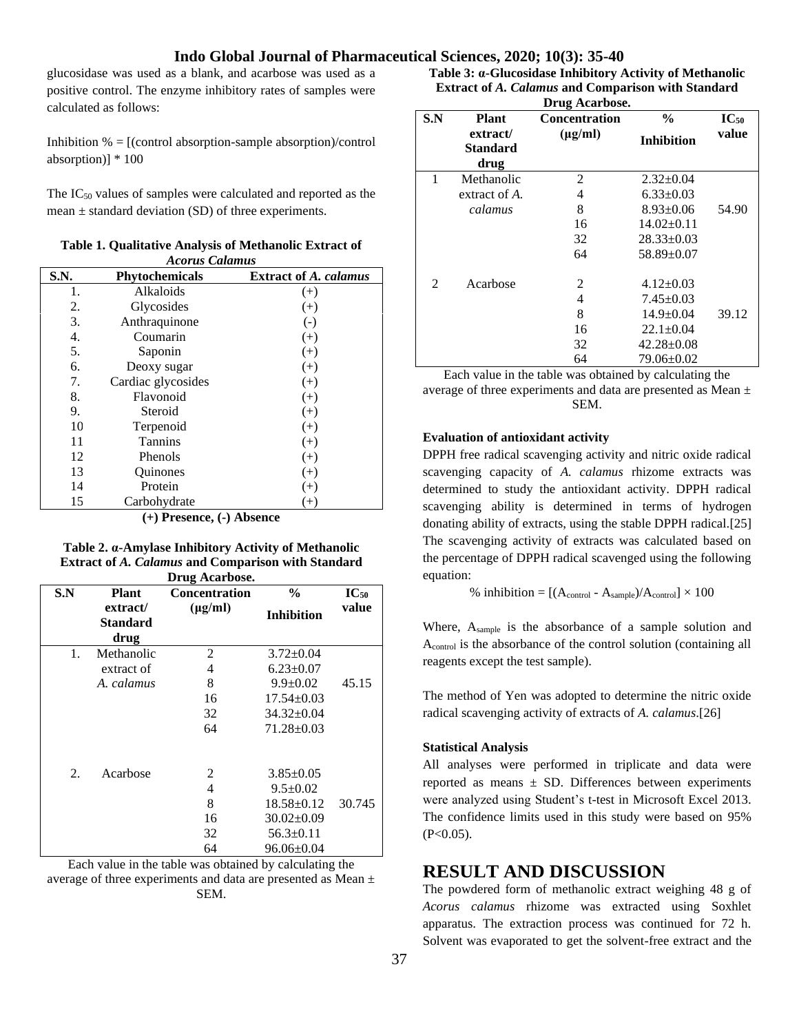glucosidase was used as a blank, and acarbose was used as a positive control. The enzyme inhibitory rates of samples were calculated as follows:

Inhibition % = [(control absorption-sample absorption)/control absorption)] * 100

The $IC_{50}$ values of samples were calculated and reported as the mean ± standard deviation (SD) of three experiments.

**Table 1. Qualitative Analysis of Methanolic Extract of *Acorus Calamus***

| S.N. | Phytochemicals | Extract of *A. calamus* |
|---|---|---|
| 1. | Alkaloids | (+) |
| 2. | Glycosides | (+) |
| 3. | Anthraquinone | (-) |
| 4. | Coumarin | (+) |
| 5. | Saponin | (+) |
| 6. | Deoxy sugar | (+) |
| 7. | Cardiac glycosides | (+) |
| 8. | Flavonoid | (+) |
| 9. | Steroid | (+) |
| 10 | Terpenoid | (+) |
| 11 | Tannins | (+) |
| 12 | Phenols | (+) |
| 13 | Quinones | (+) |
| 14 | Protein | (+) |
| 15 | Carbohydrate | (+) |

**(+) Presence, (-) Absence**

**Table 2. α-Amylase Inhibitory Activity of Methanolic Extract of *A. Calamus* and Comparison with Standard Drug Acarbose.**

| S.N | Plant extract/ Standard drug | Concentration (μg/ml) | % Inhibition | $IC_{50}$ value |
|---|---|---|---|---|
| 1. | Methanolic extract of *A. calamus* | 2 | 3.72±0.04 | |
| | | 4 | 6.23±0.07 | |
| | | 8 | 9.9±0.02 | 45.15 |
| | | 16 | 17.54±0.03 | |
| | | 32 | 34.32±0.04 | |
| | | 64 | 71.28±0.03 | |
| 2. | Acarbose | 2 | 3.85±0.05 | |
| | | 4 | 9.5±0.02 | |
| | | 8 | 18.58±0.12 | 30.745 |
| | | 16 | 30.02±0.09 | |
| | | 32 | 56.3±0.11 | |
| | | 64 | 96.06±0.04 | |

Each value in the table was obtained by calculating the average of three experiments and data are presented as Mean ± SEM.

**Table 3: α-Glucosidase Inhibitory Activity of Methanolic Extract of *A. Calamus* and Comparison with Standard Drug Acarbose.**

| S.N | Plant extract/ Standard drug | Concentration (μg/ml) | % Inhibition | $IC_{50}$ value |
|---|---|---|---|---|
| 1 | Methanolic extract of *A. calamus* | 2 | 2.32±0.04 | |
| | | 4 | 6.33±0.03 | |
| | | 8 | 8.93±0.06 | 54.90 |
| | | 16 | 14.02±0.11 | |
| | | 32 | 28.33±0.03 | |
| | | 64 | 58.89±0.07 | |
| 2 | Acarbose | 2 | 4.12±0.03 | |
| | | 4 | 7.45±0.03 | |
| | | 8 | 14.9±0.04 | 39.12 |
| | | 16 | 22.1±0.04 | |
| | | 32 | 42.28±0.08 | |
| | | 64 | 79.06±0.02 | |

Each value in the table was obtained by calculating the average of three experiments and data are presented as Mean ± SEM.

**Evaluation of antioxidant activity**

DPPH free radical scavenging activity and nitric oxide radical scavenging capacity of *A. calamus* rhizome extracts was determined to study the antioxidant activity. DPPH radical scavenging ability is determined in terms of hydrogen donating ability of extracts, using the stable DPPH radical.[25] The scavenging activity of extracts was calculated based on the percentage of DPPH radical scavenged using the following equation:

$$\% \text{ inhibition} = [(A_{control} - A_{sample})/A_{control}] \times 100$$

Where, $A_{sample}$ is the absorbance of a sample solution and $A_{control}$ is the absorbance of the control solution (containing all reagents except the test sample).

The method of Yen was adopted to determine the nitric oxide radical scavenging activity of extracts of *A. calamus*.[26]

**Statistical Analysis**

All analyses were performed in triplicate and data were reported as means ± SD. Differences between experiments were analyzed using Student's t-test in Microsoft Excel 2013. The confidence limits used in this study were based on 95% ($P<0.05$).

## RESULT AND DISCUSSION

The powdered form of methanolic extract weighing 48 g of *Acorus calamus* rhizome was extracted using Soxhlet apparatus. The extraction process was continued for 72 h. Solvent was evaporated to get the solvent-free extract and the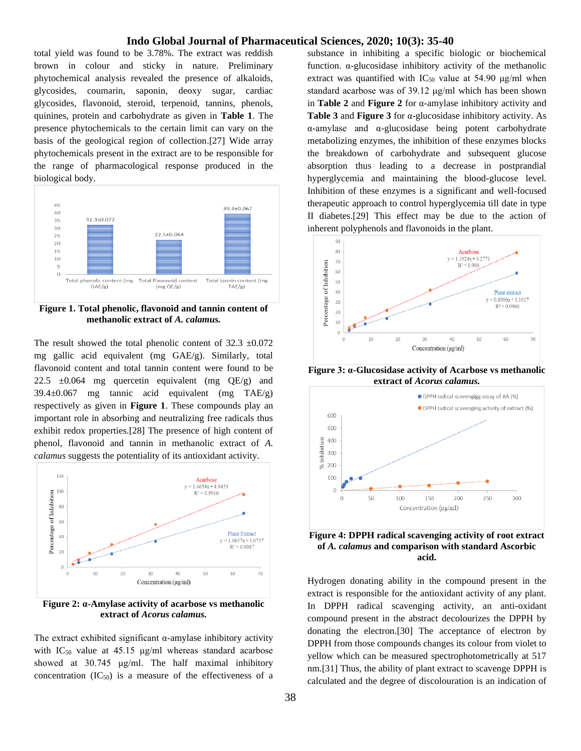total yield was found to be 3.78%. The extract was reddish brown in colour and sticky in nature. Preliminary phytochemical analysis revealed the presence of alkaloids, glycosides, coumarin, saponin, deoxy sugar, cardiac glycosides, flavonoid, steroid, terpenoid, tannins, phenols, quinines, protein and carbohydrate as given in **Table 1**. The presence phytochemicals to the certain limit can vary on the basis of the geological region of collection.[27] Wide array phytochemicals present in the extract are to be responsible for the range of pharmacological response produced in the biological body.

**Figure 1. Total phenolic, flavonoid and tannin content of methanolic extract of *A. calamus.***

The result showed the total phenolic content of 32.3 ±0.072 mg gallic acid equivalent (mg GAE/g). Similarly, total flavonoid content and total tannin content were found to be 22.5 ±0.064 mg quercetin equivalent (mg QE/g) and 39.4±0.067 mg tannic acid equivalent (mg TAE/g) respectively as given in **Figure 1**. These compounds play an important role in absorbing and neutralizing free radicals thus exhibit redox properties.[28] The presence of high content of phenol, flavonoid and tannin in methanolic extract of *A. calamus* suggests the potentiality of its antioxidant activity.

**Figure 2: α-Amylase activity of acarbose vs methanolic extract of *Acorus calamus.***

The extract exhibited significant α-amylase inhibitory activity with $IC_{50}$ value at 45.15 µg/ml whereas standard acarbose showed at 30.745 µg/ml. The half maximal inhibitory concentration ($IC_{50}$) is a measure of the effectiveness of a substance in inhibiting a specific biologic or biochemical function. α-glucosidase inhibitory activity of the methanolic extract was quantified with $IC_{50}$ value at 54.90 µg/ml when standard acarbose was of 39.12 µg/ml which has been shown in **Table 2** and **Figure 2** for α-amylase inhibitory activity and **Table 3** and **Figure 3** for α-glucosidase inhibitory activity. As α-amylase and α-glucosidase being potent carbohydrate metabolizing enzymes, the inhibition of these enzymes blocks the breakdown of carbohydrate and subsequent glucose absorption thus leading to a decrease in postprandial hyperglycemia and maintaining the blood-glucose level. Inhibition of these enzymes is a significant and well-focused therapeutic approach to control hyperglycemia till date in type II diabetes.[29] This effect may be due to the action of inherent polyphenols and flavonoids in the plant.

**Figure 3: α-Glucosidase activity of Acarbose vs methanolic extract of *Acorus calamus.***

**Figure 4: DPPH radical scavenging activity of root extract of *A. calamus* and comparison with standard Ascorbic acid.**

Hydrogen donating ability in the compound present in the extract is responsible for the antioxidant activity of any plant. In DPPH radical scavenging activity, an anti-oxidant compound present in the abstract decolourizes the DPPH by donating the electron.[30] The acceptance of electron by DPPH from those compounds changes its colour from violet to yellow which can be measured spectrophotometrically at 517 nm.[31] Thus, the ability of plant extract to scavenge DPPH is calculated and the degree of discolouration is an indication of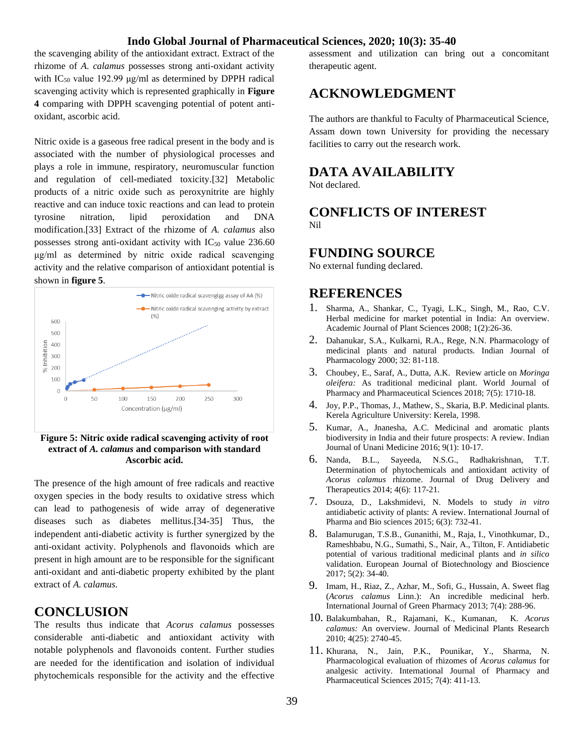the scavenging ability of the antioxidant extract. Extract of the rhizome of *A. calamus* possesses strong anti-oxidant activity with $IC_{50}$ value 192.99 µg/ml as determined by DPPH radical scavenging activity which is represented graphically in **Figure 4** comparing with DPPH scavenging potential of potent anti-oxidant, ascorbic acid.

Nitric oxide is a gaseous free radical present in the body and is associated with the number of physiological processes and plays a role in immune, respiratory, neuromuscular function and regulation of cell-mediated toxicity.[32] Metabolic products of a nitric oxide such as peroxynitrite are highly reactive and can induce toxic reactions and can lead to protein tyrosine nitration, lipid peroxidation and DNA modification.[33] Extract of the rhizome of *A. calamus* also possesses strong anti-oxidant activity with $IC_{50}$ value 236.60 µg/ml as determined by nitric oxide radical scavenging activity and the relative comparison of antioxidant potential is shown in **figure 5**.

**Figure 5: Nitric oxide radical scavenging activity of root extract of *A. calamus* and comparison with standard Ascorbic acid.**

The presence of the high amount of free radicals and reactive oxygen species in the body results to oxidative stress which can lead to pathogenesis of wide array of degenerative diseases such as diabetes mellitus.[34-35] Thus, the independent anti-diabetic activity is further synergized by the anti-oxidant activity. Polyphenols and flavonoids which are present in high amount are to be responsible for the significant anti-oxidant and anti-diabetic property exhibited by the plant extract of *A. calamus.*

## CONCLUSION

The results thus indicate that *Acorus calamus* possesses considerable anti-diabetic and antioxidant activity with notable polyphenols and flavonoids content. Further studies are needed for the identification and isolation of individual phytochemicals responsible for the activity and the effective assessment and utilization can bring out a concomitant therapeutic agent.

## ACKNOWLEDGMENT

The authors are thankful to Faculty of Pharmaceutical Science, Assam down town University for providing the necessary facilities to carry out the research work.

## DATA AVAILABILITY

Not declared.

## CONFLICTS OF INTEREST

Nil

## FUNDING SOURCE

No external funding declared.

## REFERENCES

1. Sharma, A., Shankar, C., Tyagi, L.K., Singh, M., Rao, C.V. Herbal medicine for market potential in India: An overview. Academic Journal of Plant Sciences 2008; 1(2):26-36.
2. Dahanukar, S.A., Kulkarni, R.A., Rege, N.N. Pharmacology of medicinal plants and natural products. Indian Journal of Pharmacology 2000; 32: 81-118.
3. Choubey, E., Saraf, A., Dutta, A.K. Review article on *Moringa oleifera:* As traditional medicinal plant. World Journal of Pharmacy and Pharmaceutical Sciences 2018; 7(5): 1710-18.
4. Joy, P.P., Thomas, J., Mathew, S., Skaria, B.P. Medicinal plants. Kerela Agriculture University: Kerela, 1998.
5. Kumar, A., Jnanesha, A.C. Medicinal and aromatic plants biodiversity in India and their future prospects: A review. Indian Journal of Unani Medicine 2016; 9(1): 10-17.
6. Nanda, B.L., Sayeeda, N.S.G., Radhakrishnan, T.T. Determination of phytochemicals and antioxidant activity of *Acorus calamus* rhizome. Journal of Drug Delivery and Therapeutics 2014; 4(6): 117-21.
7. Dsouza, D., Lakshmidevi, N. Models to study *in vitro* antidiabetic activity of plants: A review. International Journal of Pharma and Bio sciences 2015; 6(3): 732-41.
8. Balamurugan, T.S.B., Gunanithi, M., Raja, I., Vinothkumar, D., Rameshbabu, N.G., Sumathi, S., Nair, A., Tilton, F. Antidiabetic potential of various traditional medicinal plants and *in silico* validation. European Journal of Biotechnology and Bioscience 2017; 5(2): 34-40.
9. Imam, H., Riaz, Z., Azhar, M., Sofi, G., Hussain, A. Sweet flag (*Acorus calamus* Linn.): An incredible medicinal herb. International Journal of Green Pharmacy 2013; 7(4): 288-96.
10. Balakumbahan, R., Rajamani, K., Kumanan, K. *Acorus calamus:* An overview. Journal of Medicinal Plants Research 2010; 4(25): 2740-45.
11. Khurana, N., Jain, P.K., Pounikar, Y., Sharma, N. Pharmacological evaluation of rhizomes of *Acorus calamus* for analgesic activity. International Journal of Pharmacy and Pharmaceutical Sciences 2015; 7(4): 411-13.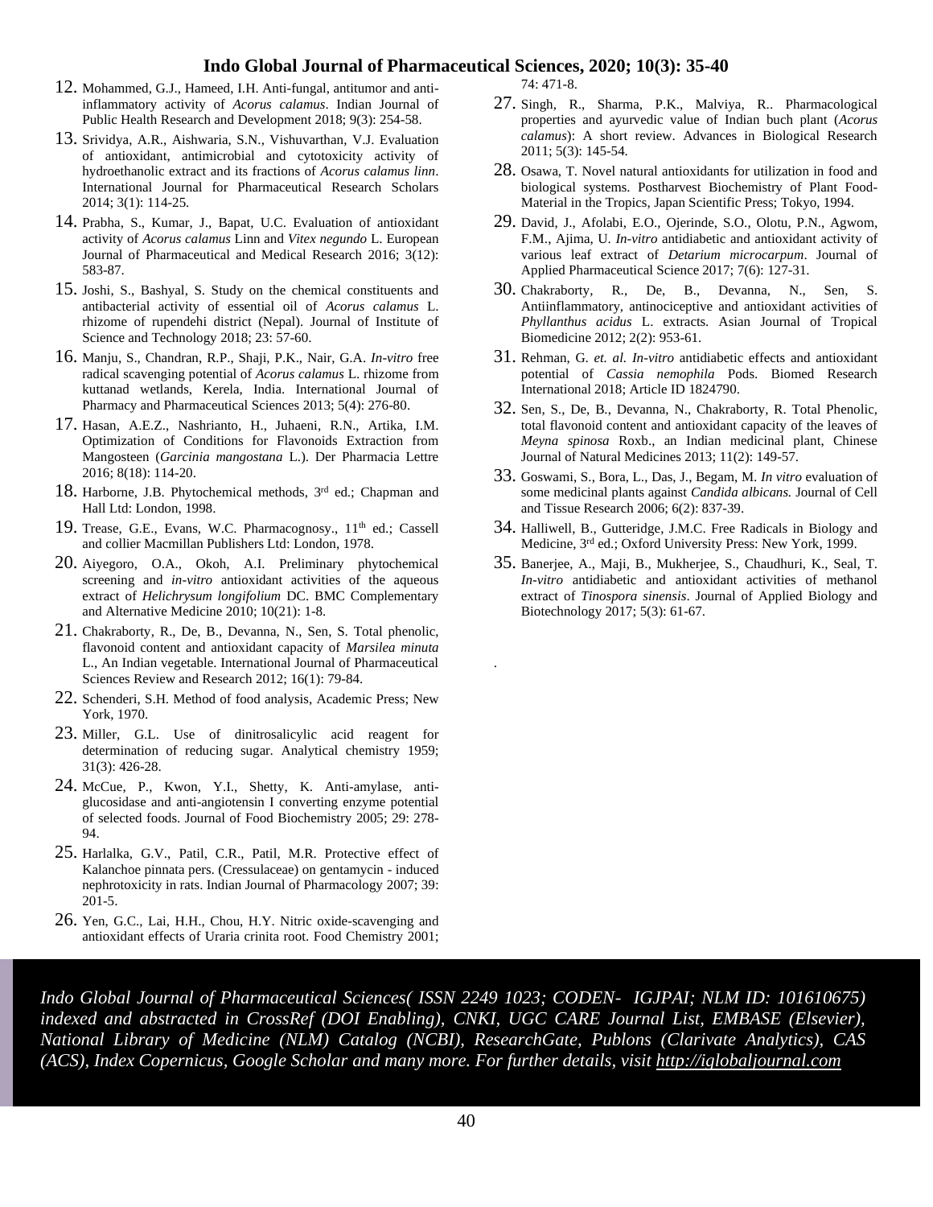12. Mohammed, G.J., Hameed, I.H. Anti-fungal, antitumor and anti-inflammatory activity of *Acorus calamus*. Indian Journal of Public Health Research and Development 2018; 9(3): 254-58.
13. Srividya, A.R., Aishwaria, S.N., Vishuvarthan, V.J. Evaluation of antioxidant, antimicrobial and cytotoxicity activity of hydroethanolic extract and its fractions of *Acorus calamus linn*. International Journal for Pharmaceutical Research Scholars 2014; 3(1): 114-25.
14. Prabha, S., Kumar, J., Bapat, U.C. Evaluation of antioxidant activity of *Acorus calamus* Linn and *Vitex negundo* L. European Journal of Pharmaceutical and Medical Research 2016; 3(12): 583-87.
15. Joshi, S., Bashyal, S. Study on the chemical constituents and antibacterial activity of essential oil of *Acorus calamus* L. rhizome of rupendehi district (Nepal). Journal of Institute of Science and Technology 2018; 23: 57-60.
16. Manju, S., Chandran, R.P., Shaji, P.K., Nair, G.A. *In-vitro* free radical scavenging potential of *Acorus calamus* L. rhizome from kuttanad wetlands, Kerela, India. International Journal of Pharmacy and Pharmaceutical Sciences 2013; 5(4): 276-80.
17. Hasan, A.E.Z., Nashrianto, H., Juhaeni, R.N., Artika, I.M. Optimization of Conditions for Flavonoids Extraction from Mangosteen (*Garcinia mangostana* L.). Der Pharmacia Lettre 2016; 8(18): 114-20.
18. Harborne, J.B. Phytochemical methods, 3rd ed.; Chapman and Hall Ltd: London, 1998.
19. Trease, G.E., Evans, W.C. Pharmacognosy., 11th ed.; Cassell and collier Macmillan Publishers Ltd: London, 1978.
20. Aiyegoro, O.A., Okoh, A.I. Preliminary phytochemical screening and *in-vitro* antioxidant activities of the aqueous extract of *Helichrysum longifolium* DC. BMC Complementary and Alternative Medicine 2010; 10(21): 1-8.
21. Chakraborty, R., De, B., Devanna, N., Sen, S. Total phenolic, flavonoid content and antioxidant capacity of *Marsilea minuta* L., An Indian vegetable. International Journal of Pharmaceutical Sciences Review and Research 2012; 16(1): 79-84.
22. Schenderi, S.H. Method of food analysis, Academic Press; New York, 1970.
23. Miller, G.L. Use of dinitrosalicylic acid reagent for determination of reducing sugar. Analytical chemistry 1959; 31(3): 426-28.
24. McCue, P., Kwon, Y.I., Shetty, K. Anti-amylase, anti-glucosidase and anti-angiotensin I converting enzyme potential of selected foods. Journal of Food Biochemistry 2005; 29: 278-94.
25. Harlalka, G.V., Patil, C.R., Patil, M.R. Protective effect of Kalanchoe pinnata pers. (Cressulaceae) on gentamycin - induced nephrotoxicity in rats. Indian Journal of Pharmacology 2007; 39: 201-5.
26. Yen, G.C., Lai, H.H., Chou, H.Y. Nitric oxide-scavenging and antioxidant effects of Uraria crinita root. Food Chemistry 2001; 74: 471-8.
27. Singh, R., Sharma, P.K., Malviya, R.. Pharmacological properties and ayurvedic value of Indian buch plant (*Acorus calamus*): A short review. Advances in Biological Research 2011; 5(3): 145-54.
28. Osawa, T. Novel natural antioxidants for utilization in food and biological systems. Postharvest Biochemistry of Plant Food-Material in the Tropics, Japan Scientific Press; Tokyo, 1994.
29. David, J., Afolabi, E.O., Ojerinde, S.O., Olotu, P.N., Agwom, F.M., Ajima, U. *In-vitro* antidiabetic and antioxidant activity of various leaf extract of *Detarium microcarpum*. Journal of Applied Pharmaceutical Science 2017; 7(6): 127-31.
30. Chakraborty, R., De, B., Devanna, N., Sen, S. Antiinflammatory, antinociceptive and antioxidant activities of *Phyllanthus acidus* L. extracts. Asian Journal of Tropical Biomedicine 2012; 2(2): 953-61.
31. Rehman, G. *et. al. In-vitro* antidiabetic effects and antioxidant potential of *Cassia nemophila* Pods. Biomed Research International 2018; Article ID 1824790.
32. Sen, S., De, B., Devanna, N., Chakraborty, R. Total Phenolic, total flavonoid content and antioxidant capacity of the leaves of *Meyna spinosa* Roxb., an Indian medicinal plant, Chinese Journal of Natural Medicines 2013; 11(2): 149-57.
33. Goswami, S., Bora, L., Das, J., Begam, M. *In vitro* evaluation of some medicinal plants against *Candida albicans.* Journal of Cell and Tissue Research 2006; 6(2): 837-39.
34. Halliwell, B., Gutteridge, J.M.C. Free Radicals in Biology and Medicine, 3rd ed.; Oxford University Press: New York, 1999.
35. Banerjee, A., Maji, B., Mukherjee, S., Chaudhuri, K., Seal, T. *In-vitro* antidiabetic and antioxidant activities of methanol extract of *Tinospora sinensis*. Journal of Applied Biology and Biotechnology 2017; 5(3): 61-67.